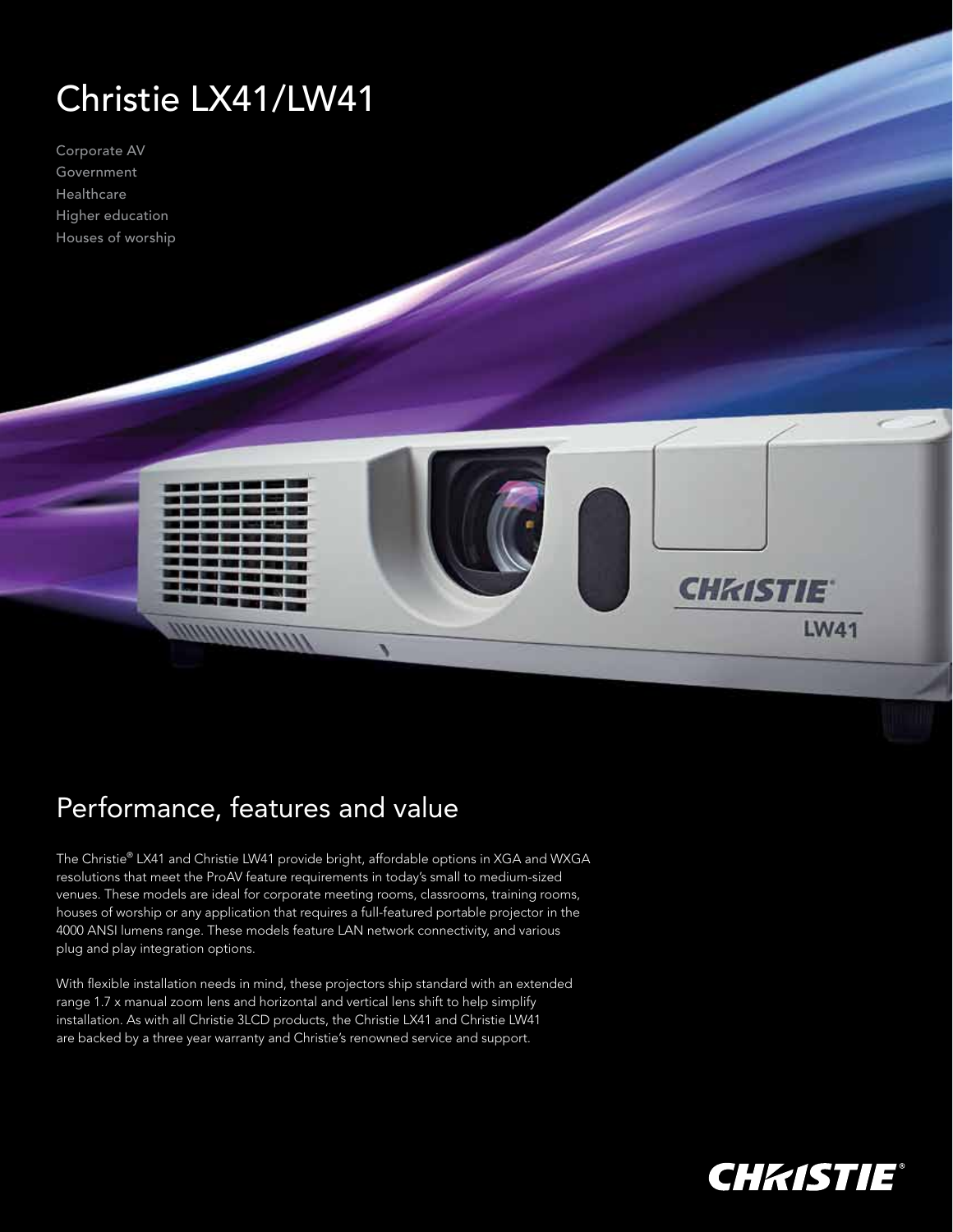# Christie LX41/LW41

Corporate AV
Government
Healthcare
Higher education
Houses of worship

## Performance, features and value

The Christie® LX41 and Christie LW41 provide bright, affordable options in XGA and WXGA resolutions that meet the ProAV feature requirements in today's small to medium-sized venues. These models are ideal for corporate meeting rooms, classrooms, training rooms, houses of worship or any application that requires a full-featured portable projector in the 4000 ANSI lumens range. These models feature LAN network connectivity, and various plug and play integration options.

With flexible installation needs in mind, these projectors ship standard with an extended range 1.7 x manual zoom lens and horizontal and vertical lens shift to help simplify installation. As with all Christie 3LCD products, the Christie LX41 and Christie LW41 are backed by a three year warranty and Christie's renowned service and support.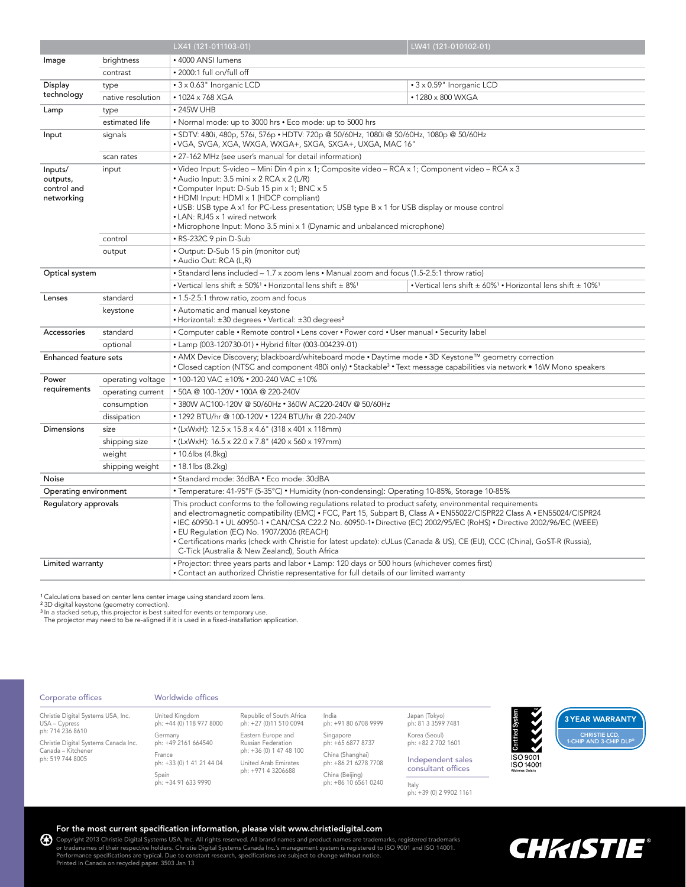| | | LX41 (121-011103-01) | LW41 (121-010102-01) |
|---|---|---|---|
| Image | brightness | • 4000 ANSI lumens | |
| | contrast | • 2000:1 full on/full off | |
| Display technology | type | • 3 x 0.63" Inorganic LCD | • 3 x 0.59" Inorganic LCD |
| | native resolution | • 1024 x 768 XGA | • 1280 x 800 WXGA |
| Lamp | type | • 245W UHB | |
| | estimated life | • Normal mode: up to 3000 hrs • Eco mode: up to 5000 hrs | |
| Input | signals | • SDTV: 480i, 480p, 576i, 576p • HDTV: 720p @ 50/60Hz, 1080i @ 50/60Hz, 1080p @ 50/60Hz<br>• VGA, SVGA, XGA, WXGA, WXGA+, SXGA, SXGA+, UXGA, MAC 16" | |
| | scan rates | • 27-162 MHz (see user's manual for detail information) | |
| Inputs/ outputs, control and networking | input | • Video Input: S-video – Mini Din 4 pin x 1; Composite video – RCA x 1; Component video – RCA x 3<br>• Audio Input: 3.5 mini x 2 RCA x 2 (L/R)<br>• Computer Input: D-Sub 15 pin x 1; BNC x 5<br>• HDMI Input: HDMI x 1 (HDCP compliant)<br>• USB: USB type A x1 for PC-Less presentation; USB type B x 1 for USB display or mouse control<br>• LAN: RJ45 x 1 wired network<br>• Microphone Input: Mono 3.5 mini x 1 (Dynamic and unbalanced microphone) | |
| | control | • RS-232C 9 pin D-Sub | |
| | output | • Output: D-Sub 15 pin (monitor out)<br>• Audio Out: RCA (L,R) | |
| Optical system | | • Standard lens included – 1.7 x zoom lens • Manual zoom and focus (1.5-2.5:1 throw ratio) | |
| | | • Vertical lens shift ± 50%[1] • Horizontal lens shift ± 8%[1] | • Vertical lens shift ± 60%[1] • Horizontal lens shift ± 10%[1] |
| Lenses | standard | • 1.5-2.5:1 throw ratio, zoom and focus | |
| | keystone | • Automatic and manual keystone<br>• Horizontal: ±30 degrees • Vertical: ±30 degrees[2] | |
| Accessories | standard | • Computer cable • Remote control • Lens cover • Power cord • User manual • Security label | |
| | optional | • Lamp (003-120730-01) • Hybrid filter (003-004239-01) | |
| Enhanced feature sets | | • AMX Device Discovery; blackboard/whiteboard mode • Daytime mode • 3D Keystone™ geometry correction<br>• Closed caption (NTSC and component 480i only) • Stackable[3] • Text message capabilities via network • 16W Mono speakers | |
| Power requirements | operating voltage | • 100-120 VAC ±10% • 200-240 VAC ±10% | |
| | operating current | • 50A @ 100-120V • 100A @ 220-240V | |
| | consumption | • 380W AC100-120V @ 50/60Hz • 360W AC220-240V @ 50/60Hz | |
| | dissipation | • 1292 BTU/hr @ 100-120V • 1224 BTU/hr @ 220-240V | |
| Dimensions | size | • (LxWxH): 12.5 x 15.8 x 4.6" (318 x 401 x 118mm) | |
| | shipping size | • (LxWxH): 16.5 x 22.0 x 7.8" (420 x 560 x 197mm) | |
| | weight | • 10.6lbs (4.8kg) | |
| | shipping weight | • 18.1lbs (8.2kg) | |
| Noise | | • Standard mode: 36dBA • Eco mode: 30dBA | |
| Operating environment | | • Temperature: 41-95°F (5-35°C) • Humidity (non-condensing): Operating 10-85%, Storage 10-85% | |
| Regulatory approvals | | This product conforms to the following regulations related to product safety, environmental requirements and electromagnetic compatibility (EMC) • FCC, Part 15, Subpart B, Class A • EN55022/CISPR22 Class A • EN55024/CISPR24<br>• IEC 60950-1 • UL 60950-1 • CAN/CSA C22.2 No. 60950-1• Directive (EC) 2002/95/EC (RoHS) • Directive 2002/96/EC (WEEE)<br>• EU Regulation (EC) No. 1907/2006 (REACH)<br>• Certifications marks (check with Christie for latest update): cULus (Canada & US), CE (EU), CCC (China), GoST-R (Russia), C-Tick (Australia & New Zealand), South Africa | |
| Limited warranty | | • Projector: three years parts and labor • Lamp: 120 days or 500 hours (whichever comes first)<br>• Contact an authorized Christie representative for full details of our limited warranty | |

[1] Calculations based on center lens center image using standard zoom lens.
[2] 3D digital keystone (geometry correction).
[3] In a stacked setup, this projector is best suited for events or temporary use. The projector may need to be re-aligned if it is used in a fixed-installation application.

**Corporate offices**

Christie Digital Systems USA, Inc.
USA – Cypress
ph: 714 236 8610

Christie Digital Systems Canada Inc.
Canada – Kitchener
ph: 519 744 8005

**Worldwide offices**

United Kingdom
ph: +44 (0) 118 977 8000

Germany
ph: +49 2161 664540

France
ph: +33 (0) 1 41 21 44 04

Spain
ph: +34 91 633 9990

Republic of South Africa
ph: +27 (0)11 510 0094

Eastern Europe and Russian Federation
ph: +36 (0) 1 47 48 100

United Arab Emirates
ph: +971 4 3206688

India
ph: +91 80 6708 9999

Singapore
ph: +65 6877 8737

China (Shanghai)
ph: +86 21 6278 7708

China (Beijing)
ph: +86 10 6561 0240

Japan (Tokyo)
ph: 81 3 3599 7481

Korea (Seoul)
ph: +82 2 702 1601

**Independent sales consultant offices**

Italy
ph: +39 (0) 2 9902 1161

Certified System ISO 9001 ISO 14001 Kitchener, Ontario

3 YEAR WARRANTY
CHRISTIE LCD, 1-CHIP AND 3-CHIP DLP®

**For the most current specification information, please visit www.christiedigital.com**

Copyright 2013 Christie Digital Systems USA, Inc. All rights reserved. All brand names and product names are trademarks, registered trademarks or tradenames of their respective holders. Christie Digital Systems Canada Inc.'s management system is registered to ISO 9001 and ISO 14001. Performance specifications are typical. Due to constant research, specifications are subject to change without notice.
Printed in Canada on recycled paper. 3503 Jan 13

CHRISTIE®